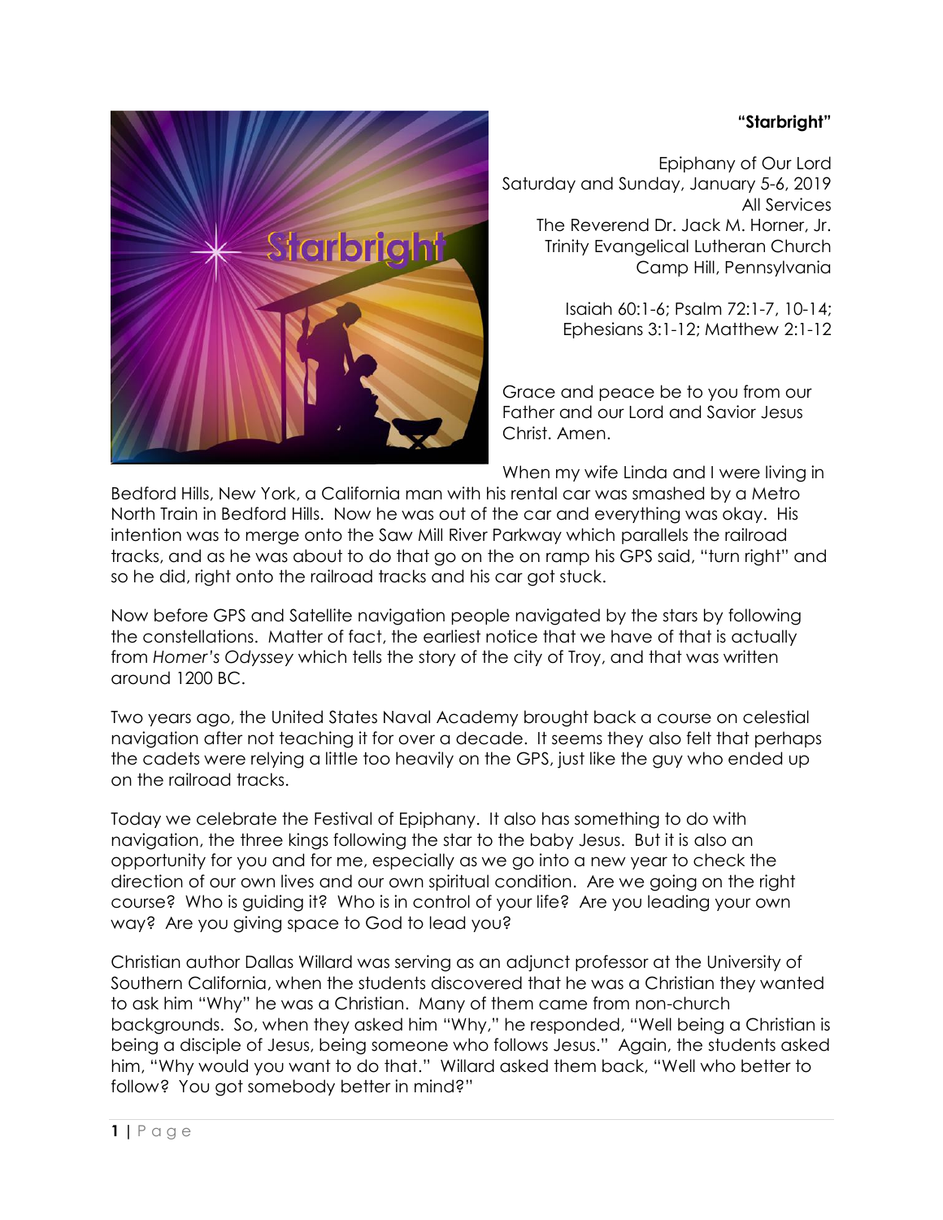**"Starbright"**

Epiphany of Our Lord
Saturday and Sunday, January 5-6, 2019
All Services
The Reverend Dr. Jack M. Horner, Jr.
Trinity Evangelical Lutheran Church
Camp Hill, Pennsylvania

Isaiah 60:1-6; Psalm 72:1-7, 10-14;
Ephesians 3:1-12; Matthew 2:1-12

Grace and peace be to you from our Father and our Lord and Savior Jesus Christ. Amen.

When my wife Linda and I were living in Bedford Hills, New York, a California man with his rental car was smashed by a Metro North Train in Bedford Hills. Now he was out of the car and everything was okay. His intention was to merge onto the Saw Mill River Parkway which parallels the railroad tracks, and as he was about to do that go on the on ramp his GPS said, "turn right" and so he did, right onto the railroad tracks and his car got stuck.

Now before GPS and Satellite navigation people navigated by the stars by following the constellations. Matter of fact, the earliest notice that we have of that is actually from *Homer's Odyssey* which tells the story of the city of Troy, and that was written around 1200 BC.

Two years ago, the United States Naval Academy brought back a course on celestial navigation after not teaching it for over a decade. It seems they also felt that perhaps the cadets were relying a little too heavily on the GPS, just like the guy who ended up on the railroad tracks.

Today we celebrate the Festival of Epiphany. It also has something to do with navigation, the three kings following the star to the baby Jesus. But it is also an opportunity for you and for me, especially as we go into a new year to check the direction of our own lives and our own spiritual condition. Are we going on the right course? Who is guiding it? Who is in control of your life? Are you leading your own way? Are you giving space to God to lead you?

Christian author Dallas Willard was serving as an adjunct professor at the University of Southern California, when the students discovered that he was a Christian they wanted to ask him "Why" he was a Christian. Many of them came from non-church backgrounds. So, when they asked him "Why," he responded, "Well being a Christian is being a disciple of Jesus, being someone who follows Jesus." Again, the students asked him, "Why would you want to do that." Willard asked them back, "Well who better to follow? You got somebody better in mind?"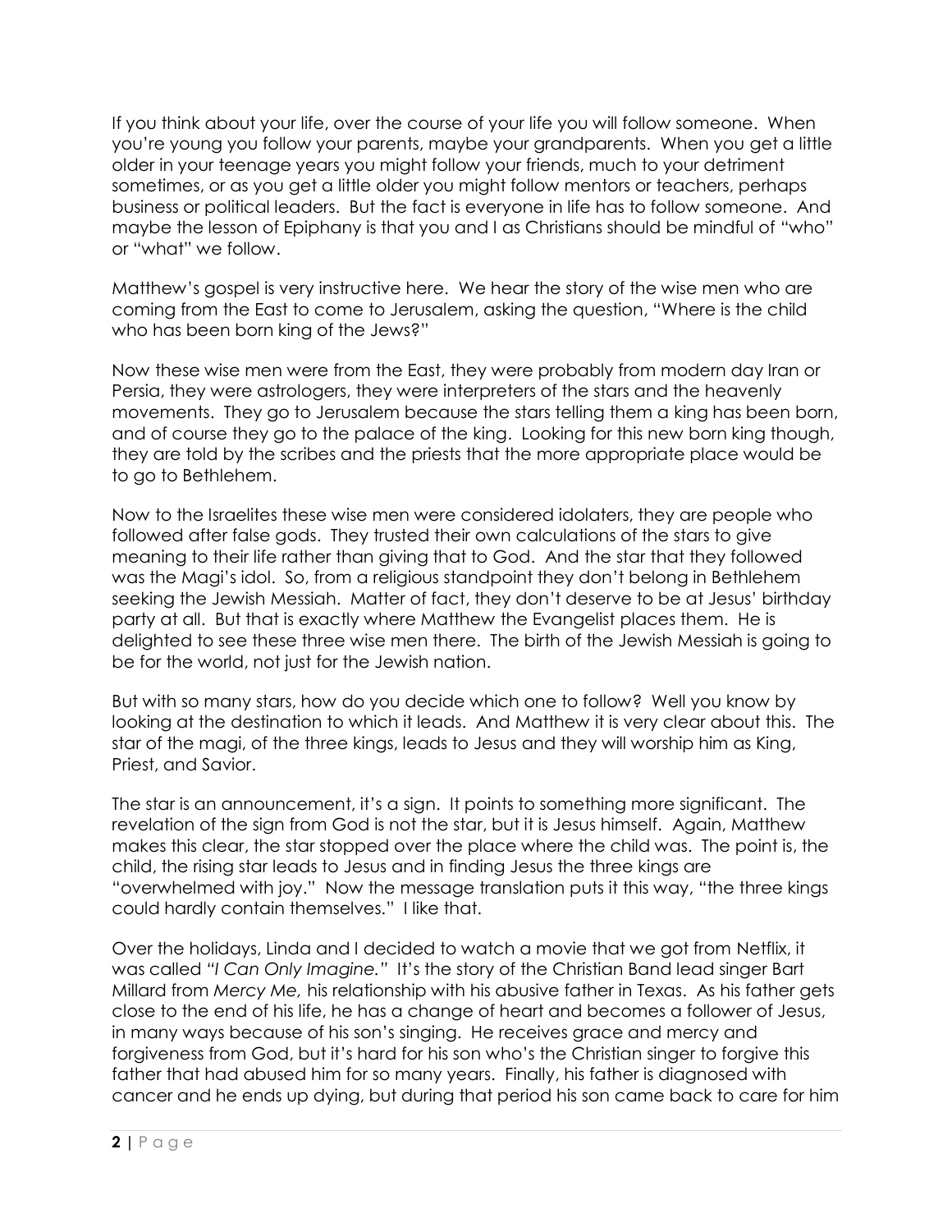If you think about your life, over the course of your life you will follow someone. When you're young you follow your parents, maybe your grandparents. When you get a little older in your teenage years you might follow your friends, much to your detriment sometimes, or as you get a little older you might follow mentors or teachers, perhaps business or political leaders. But the fact is everyone in life has to follow someone. And maybe the lesson of Epiphany is that you and I as Christians should be mindful of "who" or "what" we follow.

Matthew's gospel is very instructive here. We hear the story of the wise men who are coming from the East to come to Jerusalem, asking the question, "Where is the child who has been born king of the Jews?"

Now these wise men were from the East, they were probably from modern day Iran or Persia, they were astrologers, they were interpreters of the stars and the heavenly movements. They go to Jerusalem because the stars telling them a king has been born, and of course they go to the palace of the king. Looking for this new born king though, they are told by the scribes and the priests that the more appropriate place would be to go to Bethlehem.

Now to the Israelites these wise men were considered idolaters, they are people who followed after false gods. They trusted their own calculations of the stars to give meaning to their life rather than giving that to God. And the star that they followed was the Magi's idol. So, from a religious standpoint they don't belong in Bethlehem seeking the Jewish Messiah. Matter of fact, they don't deserve to be at Jesus' birthday party at all. But that is exactly where Matthew the Evangelist places them. He is delighted to see these three wise men there. The birth of the Jewish Messiah is going to be for the world, not just for the Jewish nation.

But with so many stars, how do you decide which one to follow? Well you know by looking at the destination to which it leads. And Matthew it is very clear about this. The star of the magi, of the three kings, leads to Jesus and they will worship him as King, Priest, and Savior.

The star is an announcement, it's a sign. It points to something more significant. The revelation of the sign from God is not the star, but it is Jesus himself. Again, Matthew makes this clear, the star stopped over the place where the child was. The point is, the child, the rising star leads to Jesus and in finding Jesus the three kings are "overwhelmed with joy." Now the message translation puts it this way, "the three kings could hardly contain themselves." I like that.

Over the holidays, Linda and I decided to watch a movie that we got from Netflix, it was called *"I Can Only Imagine."* It's the story of the Christian Band lead singer Bart Millard from *Mercy Me,* his relationship with his abusive father in Texas. As his father gets close to the end of his life, he has a change of heart and becomes a follower of Jesus, in many ways because of his son's singing. He receives grace and mercy and forgiveness from God, but it's hard for his son who's the Christian singer to forgive this father that had abused him for so many years. Finally, his father is diagnosed with cancer and he ends up dying, but during that period his son came back to care for him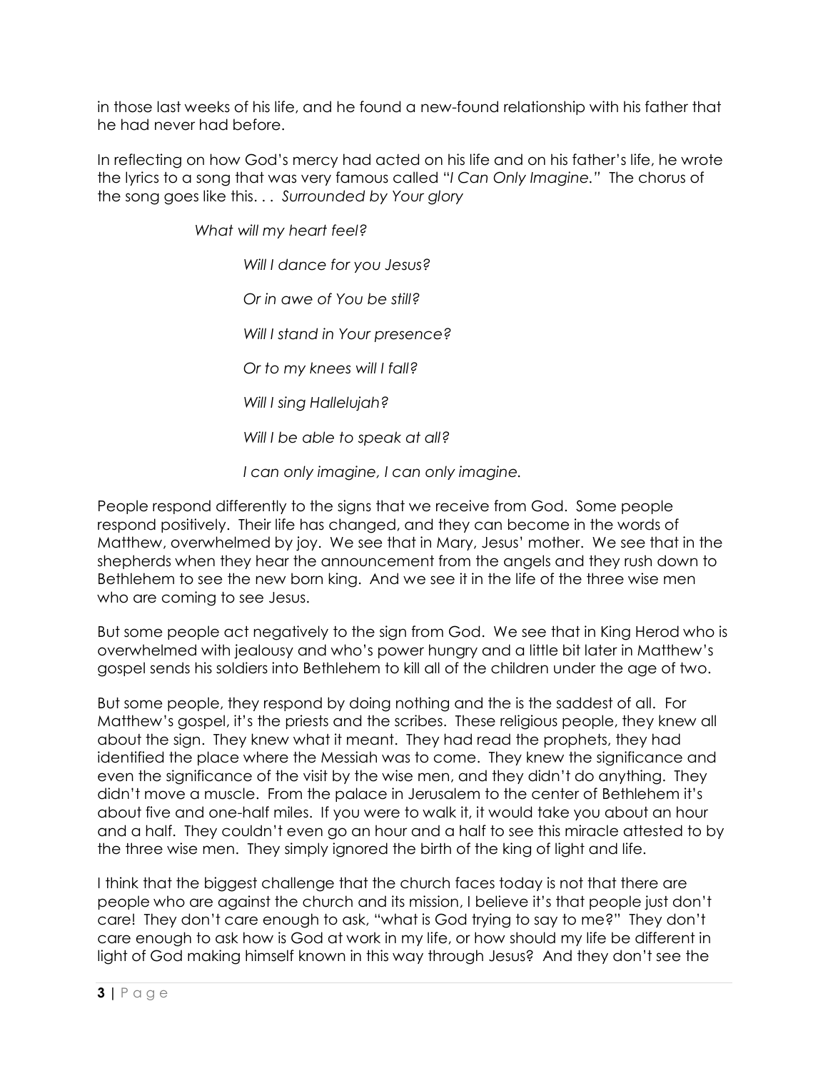in those last weeks of his life, and he found a new-found relationship with his father that he had never had before.

In reflecting on how God's mercy had acted on his life and on his father's life, he wrote the lyrics to a song that was very famous called "*I Can Only Imagine.*" The chorus of the song goes like this. . . *Surrounded by Your glory*

*What will my heart feel?*

*Will I dance for you Jesus?*

*Or in awe of You be still?*

*Will I stand in Your presence?*

*Or to my knees will I fall?*

*Will I sing Hallelujah?*

*Will I be able to speak at all?*

*I can only imagine, I can only imagine.*

People respond differently to the signs that we receive from God. Some people respond positively. Their life has changed, and they can become in the words of Matthew, overwhelmed by joy. We see that in Mary, Jesus' mother. We see that in the shepherds when they hear the announcement from the angels and they rush down to Bethlehem to see the new born king. And we see it in the life of the three wise men who are coming to see Jesus.

But some people act negatively to the sign from God. We see that in King Herod who is overwhelmed with jealousy and who's power hungry and a little bit later in Matthew's gospel sends his soldiers into Bethlehem to kill all of the children under the age of two.

But some people, they respond by doing nothing and the is the saddest of all. For Matthew's gospel, it's the priests and the scribes. These religious people, they knew all about the sign. They knew what it meant. They had read the prophets, they had identified the place where the Messiah was to come. They knew the significance and even the significance of the visit by the wise men, and they didn't do anything. They didn't move a muscle. From the palace in Jerusalem to the center of Bethlehem it's about five and one-half miles. If you were to walk it, it would take you about an hour and a half. They couldn't even go an hour and a half to see this miracle attested to by the three wise men. They simply ignored the birth of the king of light and life.

I think that the biggest challenge that the church faces today is not that there are people who are against the church and its mission, I believe it's that people just don't care! They don't care enough to ask, "what is God trying to say to me?" They don't care enough to ask how is God at work in my life, or how should my life be different in light of God making himself known in this way through Jesus? And they don't see the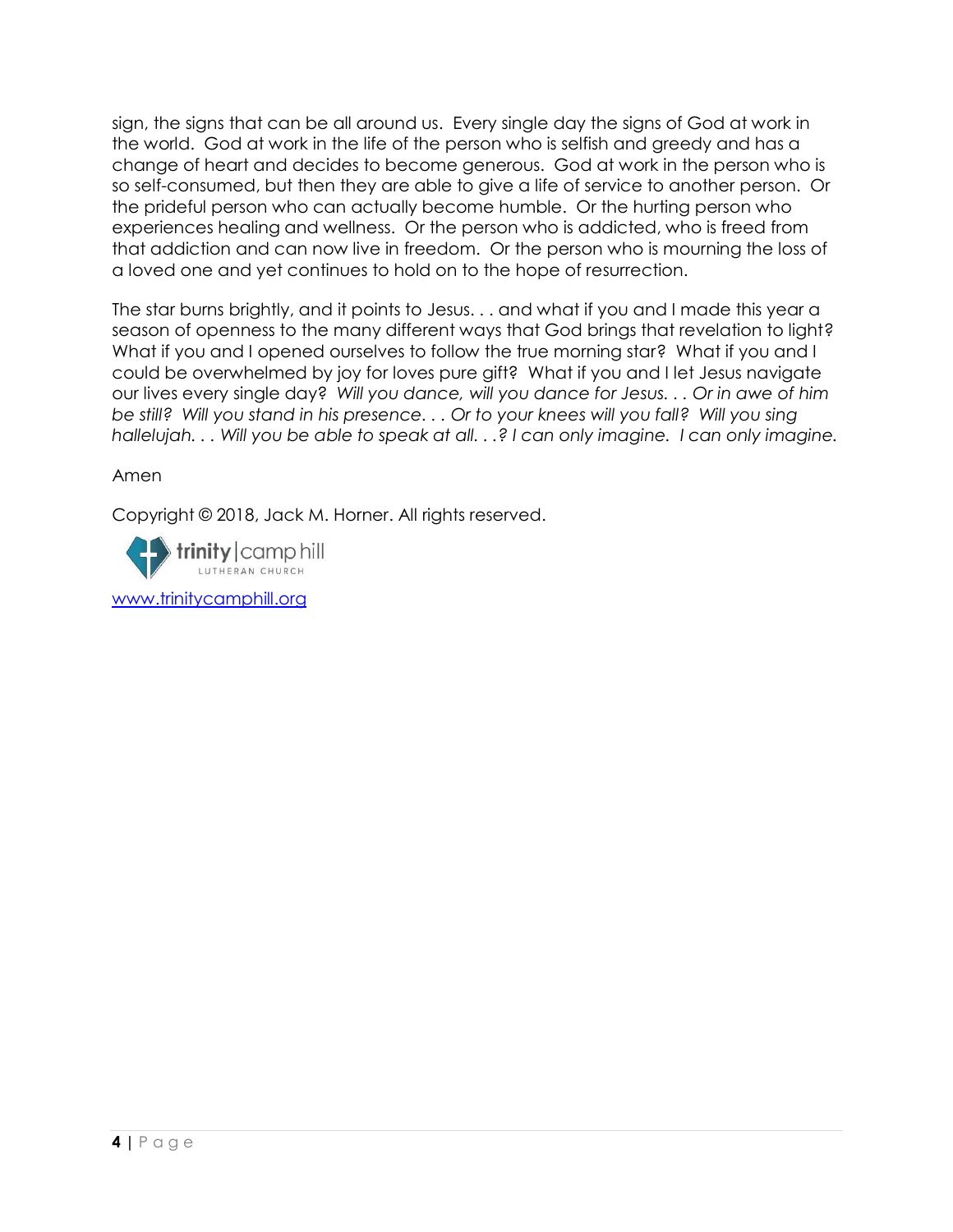sign, the signs that can be all around us. Every single day the signs of God at work in the world. God at work in the life of the person who is selfish and greedy and has a change of heart and decides to become generous. God at work in the person who is so self-consumed, but then they are able to give a life of service to another person. Or the prideful person who can actually become humble. Or the hurting person who experiences healing and wellness. Or the person who is addicted, who is freed from that addiction and can now live in freedom. Or the person who is mourning the loss of a loved one and yet continues to hold on to the hope of resurrection.

The star burns brightly, and it points to Jesus. . . and what if you and I made this year a season of openness to the many different ways that God brings that revelation to light? What if you and I opened ourselves to follow the true morning star? What if you and I could be overwhelmed by joy for loves pure gift? What if you and I let Jesus navigate our lives every single day? *Will you dance, will you dance for Jesus. . . Or in awe of him be still? Will you stand in his presence. . . Or to your knees will you fall? Will you sing hallelujah. . . Will you be able to speak at all. . .? I can only imagine. I can only imagine.*

Amen

Copyright © 2018, Jack M. Horner. All rights reserved.

trinity | camp hill
LUTHERAN CHURCH

www.trinitycamphill.org